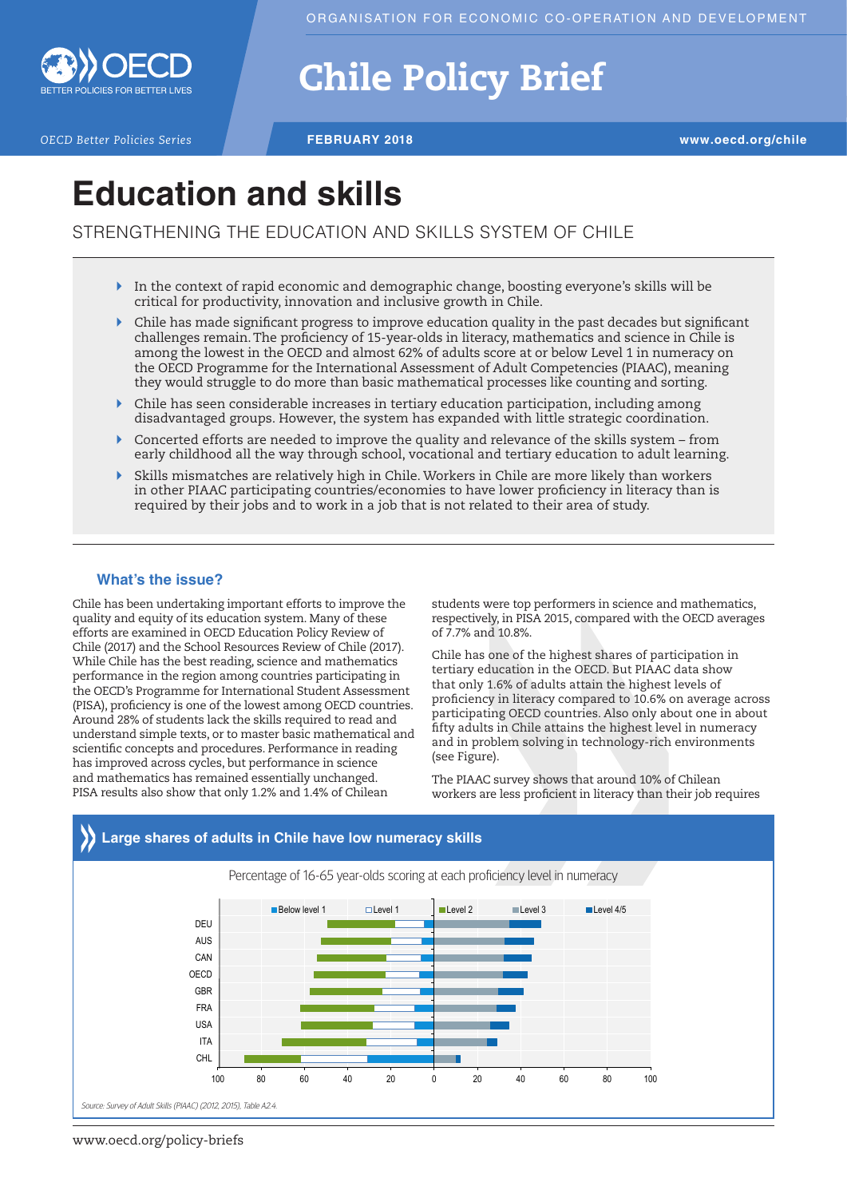ORGANISATION FOR ECONOMIC CO-OPERATION AND DEVELOPMENT

# Chile Policy Brief

*OECD Better Policies Series* — **FEBRUARY 2018** — **www.oecd.org/chile**

# Education and skills

## STRENGTHENING THE EDUCATION AND SKILLS SYSTEM OF CHILE

- In the context of rapid economic and demographic change, boosting everyone's skills will be critical for productivity, innovation and inclusive growth in Chile.
- Chile has made significant progress to improve education quality in the past decades but significant challenges remain. The proficiency of 15-year-olds in literacy, mathematics and science in Chile is among the lowest in the OECD and almost 62% of adults score at or below Level 1 in numeracy on the OECD Programme for the International Assessment of Adult Competencies (PIAAC), meaning they would struggle to do more than basic mathematical processes like counting and sorting.
- Chile has seen considerable increases in tertiary education participation, including among disadvantaged groups. However, the system has expanded with little strategic coordination.
- Concerted efforts are needed to improve the quality and relevance of the skills system – from early childhood all the way through school, vocational and tertiary education to adult learning.
- Skills mismatches are relatively high in Chile. Workers in Chile are more likely than workers in other PIAAC participating countries/economies to have lower proficiency in literacy than is required by their jobs and to work in a job that is not related to their area of study.

### What's the issue?

Chile has been undertaking important efforts to improve the quality and equity of its education system. Many of these efforts are examined in OECD Education Policy Review of Chile (2017) and the School Resources Review of Chile (2017). While Chile has the best reading, science and mathematics performance in the region among countries participating in the OECD's Programme for International Student Assessment (PISA), proficiency is one of the lowest among OECD countries. Around 28% of students lack the skills required to read and understand simple texts, or to master basic mathematical and scientific concepts and procedures. Performance in reading has improved across cycles, but performance in science and mathematics has remained essentially unchanged. PISA results also show that only 1.2% and 1.4% of Chilean students were top performers in science and mathematics, respectively, in PISA 2015, compared with the OECD averages of 7.7% and 10.8%.

Chile has one of the highest shares of participation in tertiary education in the OECD. But PIAAC data show that only 1.6% of adults attain the highest levels of proficiency in literacy compared to 10.6% on average across participating OECD countries. Also only about one in about fifty adults in Chile attains the highest level in numeracy and in problem solving in technology-rich environments (see Figure).

The PIAAC survey shows that around 10% of Chilean workers are less proficient in literacy than their job requires

### Large shares of adults in Chile have low numeracy skills

Percentage of 16-65 year-olds scoring at each proficiency level in numeracy

Legend: Below level 1, Level 1, Level 2, Level 3, Level 4/5

Countries: DEU, AUS, CAN, OECD, GBR, FRA, USA, ITA, CHL

*Source: Survey of Adult Skills (PIAAC) (2012, 2015), Table A2.4.*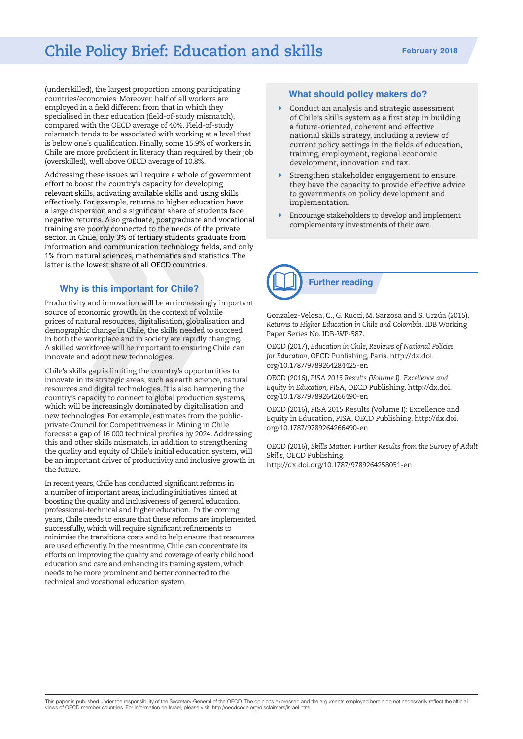(underskilled), the largest proportion among participating countries/economies. Moreover, half of all workers are employed in a field different from that in which they specialised in their education (field-of-study mismatch), compared with the OECD average of 40%. Field-of-study mismatch tends to be associated with working at a level that is below one's qualification. Finally, some 15.9% of workers in Chile are more proficient in literacy than required by their job (overskilled), well above OECD average of 10.8%.

Addressing these issues will require a whole of government effort to boost the country's capacity for developing relevant skills, activating available skills and using skills effectively. For example, returns to higher education have a large dispersion and a significant share of students face negative returns. Also graduate, postgraduate and vocational training are poorly connected to the needs of the private sector. In Chile, only 3% of tertiary students graduate from information and communication technology fields, and only 1% from natural sciences, mathematics and statistics. The latter is the lowest share of all OECD countries.

## Why is this important for Chile?

Productivity and innovation will be an increasingly important source of economic growth. In the context of volatile prices of natural resources, digitalisation, globalisation and demographic change in Chile, the skills needed to succeed in both the workplace and in society are rapidly changing. A skilled workforce will be important to ensuring Chile can innovate and adopt new technologies.

Chile's skills gap is limiting the country's opportunities to innovate in its strategic areas, such as earth science, natural resources and digital technologies. It is also hampering the country's capacity to connect to global production systems, which will be increasingly dominated by digitalisation and new technologies. For example, estimates from the public-private Council for Competitiveness in Mining in Chile forecast a gap of 16 000 technical profiles by 2024. Addressing this and other skills mismatch, in addition to strengthening the quality and equity of Chile's initial education system, will be an important driver of productivity and inclusive growth in the future.

In recent years, Chile has conducted significant reforms in a number of important areas, including initiatives aimed at boosting the quality and inclusiveness of general education, professional-technical and higher education. In the coming years, Chile needs to ensure that these reforms are implemented successfully, which will require significant refinements to minimise the transitions costs and to help ensure that resources are used efficiently. In the meantime, Chile can concentrate its efforts on improving the quality and coverage of early childhood education and care and enhancing its training system, which needs to be more prominent and better connected to the technical and vocational education system.

## What should policy makers do?

- Conduct an analysis and strategic assessment of Chile's skills system as a first step in building a future-oriented, coherent and effective national skills strategy, including a review of current policy settings in the fields of education, training, employment, regional economic development, innovation and tax.
- Strengthen stakeholder engagement to ensure they have the capacity to provide effective advice to governments on policy development and implementation.
- Encourage stakeholders to develop and implement complementary investments of their own.

## Further reading

Gonzalez-Velosa, C., G. Rucci, M. Sarzosa and S. Urzúa (2015). *Returns to Higher Education in Chile and Colombia*. IDB Working Paper Series No. IDB-WP-587.

OECD (2017), *Education in Chile, Reviews of National Policies for Education*, OECD Publishing, Paris. http://dx.doi.org/10.1787/9789264284425-en

OECD (2016), *PISA 2015 Results (Volume I): Excellence and Equity in Education, PISA*, OECD Publishing. http://dx.doi.org/10.1787/9789264266490-en

OECD (2016), PISA 2015 Results (Volume I): Excellence and Equity in Education, PISA, OECD Publishing. http://dx.doi.org/10.1787/9789264266490-en

OECD (2016), *Skills Matter: Further Results from the Survey of Adult Skills*, OECD Publishing. http://dx.doi.org/10.1787/9789264258051-en

This paper is published under the responsibility of the Secretary-General of the OECD. The opinions expressed and the arguments employed herein do not necessarily reflect the official views of OECD member countries. For information on Israel, please visit: http://oecdcode.org/disclaimers/israel.html